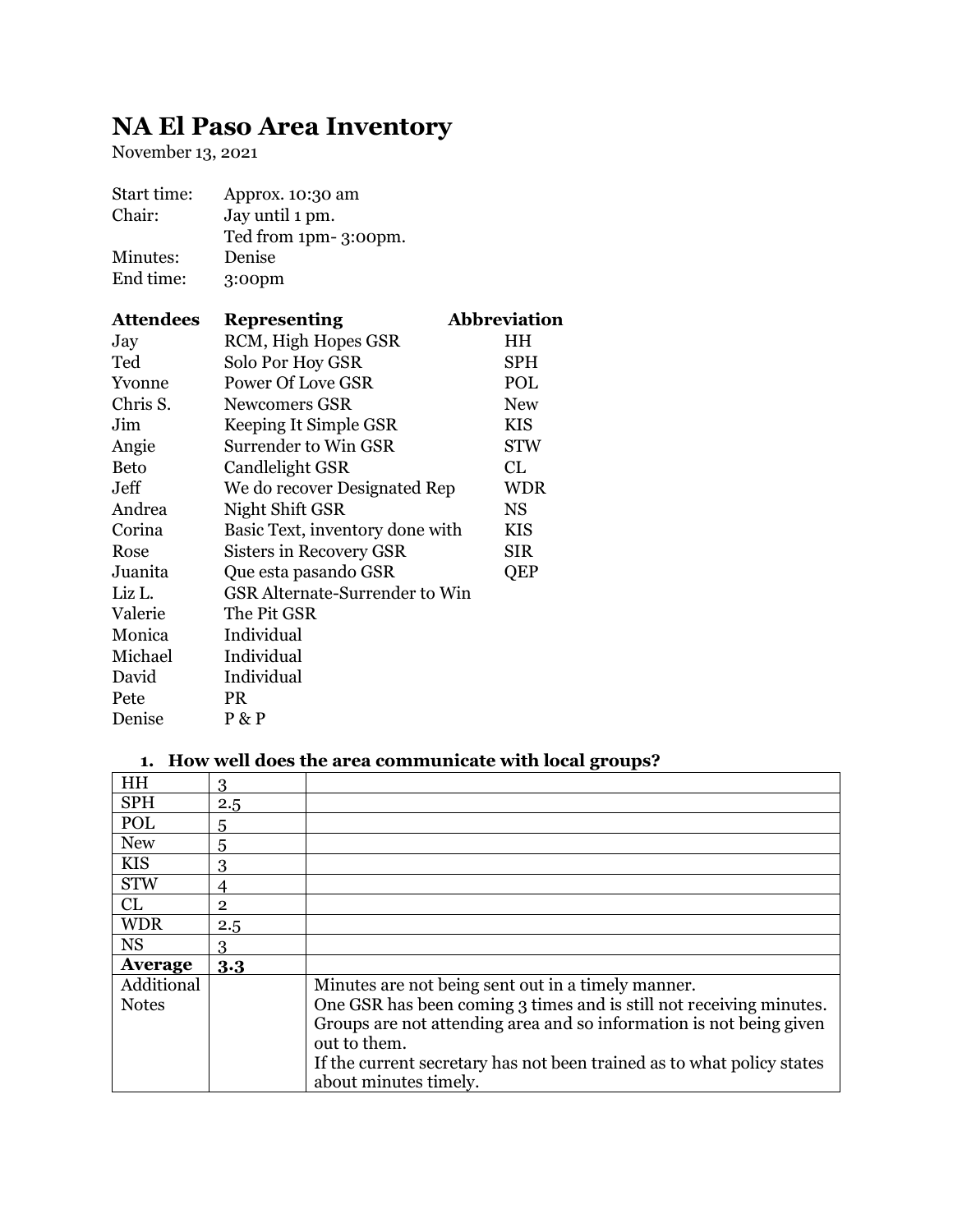# NA El Paso Area Inventory

November 13, 2021

| | |
|---|---|
| Start time: | Approx. 10:30 am |
| Chair: | Jay until 1 pm.<br>Ted from 1pm- 3:00pm. |
| Minutes: | Denise |
| End time: | 3:00pm |

| **Attendees** | **Representing** | **Abbreviation** |
|---|---|---|
| Jay | RCM, High Hopes GSR | HH |
| Ted | Solo Por Hoy GSR | SPH |
| Yvonne | Power Of Love GSR | POL |
| Chris S. | Newcomers GSR | New |
| Jim | Keeping It Simple GSR | KIS |
| Angie | Surrender to Win GSR | STW |
| Beto | Candlelight GSR | CL |
| Jeff | We do recover Designated Rep | WDR |
| Andrea | Night Shift GSR | NS |
| Corina | Basic Text, inventory done with | KIS |
| Rose | Sisters in Recovery GSR | SIR |
| Juanita | Que esta pasando GSR | QEP |
| Liz L. | GSR Alternate-Surrender to Win | |
| Valerie | The Pit GSR | |
| Monica | Individual | |
| Michael | Individual | |
| David | Individual | |
| Pete | PR | |
| Denise | P & P | |

## 1. How well does the area communicate with local groups?

| | | |
|---|---|---|
| HH | 3 | |
| SPH | 2.5 | |
| POL | 5 | |
| New | 5 | |
| KIS | 3 | |
| STW | 4 | |
| CL | 2 | |
| WDR | 2.5 | |
| NS | 3 | |
| **Average** | **3.3** | |
| Additional Notes | | Minutes are not being sent out in a timely manner.<br>One GSR has been coming 3 times and is still not receiving minutes.<br>Groups are not attending area and so information is not being given out to them.<br>If the current secretary has not been trained as to what policy states about minutes timely. |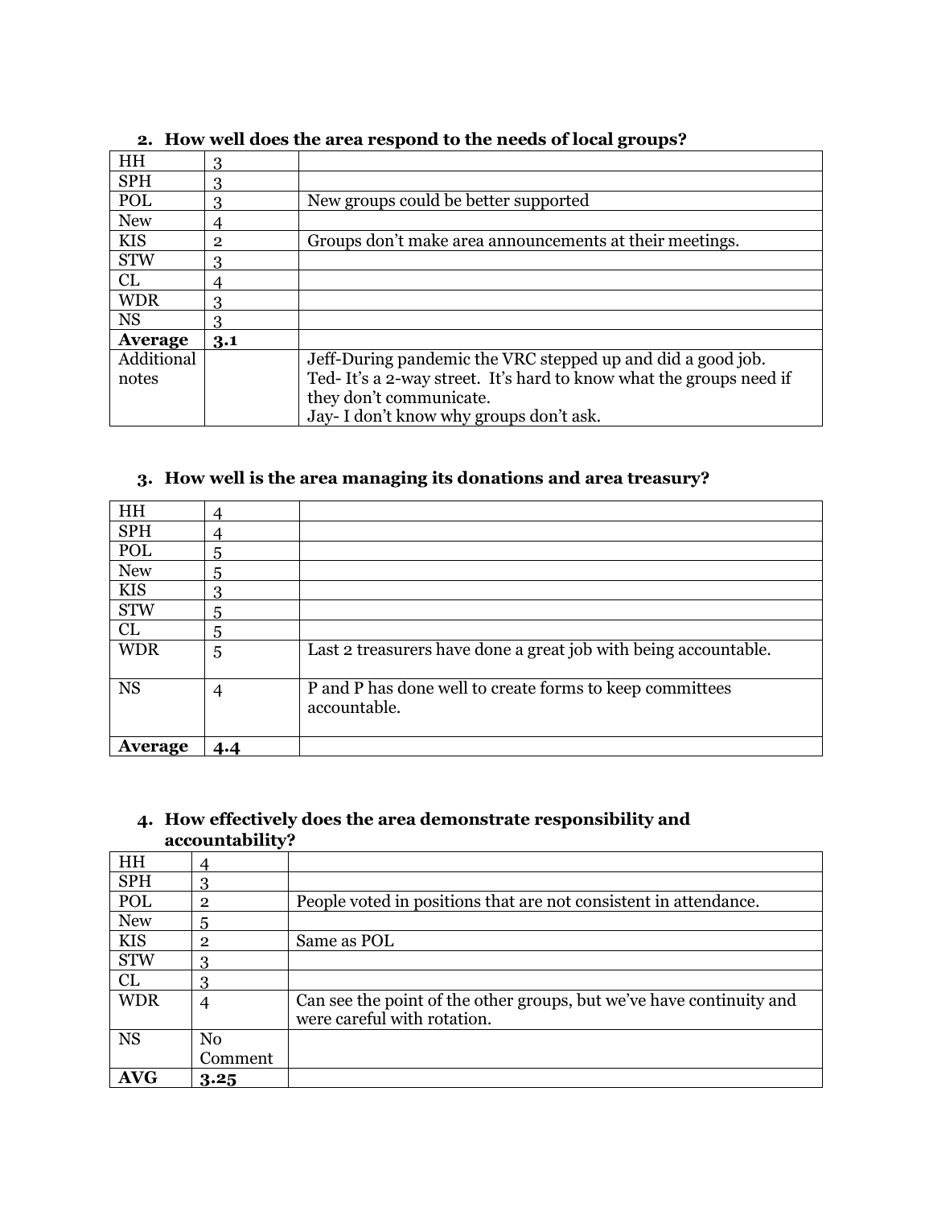2. **How well does the area respond to the needs of local groups?**

| | | |
|---|---|---|
| HH | 3 | |
| SPH | 3 | |
| POL | 3 | New groups could be better supported |
| New | 4 | |
| KIS | 2 | Groups don't make area announcements at their meetings. |
| STW | 3 | |
| CL | 4 | |
| WDR | 3 | |
| NS | 3 | |
| **Average** | **3.1** | |
| Additional notes | | Jeff-During pandemic the VRC stepped up and did a good job. Ted- It's a 2-way street. It's hard to know what the groups need if they don't communicate. Jay- I don't know why groups don't ask. |

3. **How well is the area managing its donations and area treasury?**

| | | |
|---|---|---|
| HH | 4 | |
| SPH | 4 | |
| POL | 5 | |
| New | 5 | |
| KIS | 3 | |
| STW | 5 | |
| CL | 5 | |
| WDR | 5 | Last 2 treasurers have done a great job with being accountable. |
| NS | 4 | P and P has done well to create forms to keep committees accountable. |
| **Average** | **4.4** | |

4. **How effectively does the area demonstrate responsibility and accountability?**

| | | |
|---|---|---|
| HH | 4 | |
| SPH | 3 | |
| POL | 2 | People voted in positions that are not consistent in attendance. |
| New | 5 | |
| KIS | 2 | Same as POL |
| STW | 3 | |
| CL | 3 | |
| WDR | 4 | Can see the point of the other groups, but we've have continuity and were careful with rotation. |
| NS | No Comment | |
| **AVG** | **3.25** | |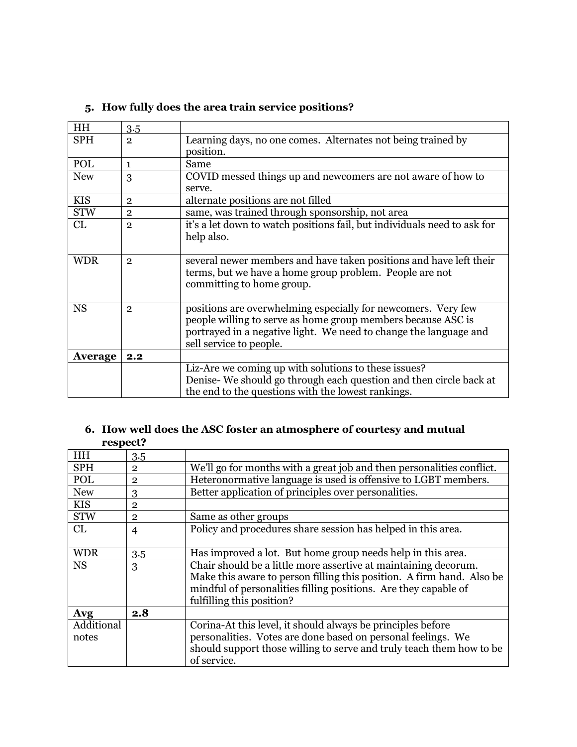### 5. How fully does the area train service positions?

| | | |
|---|---|---|
| HH | 3.5 | |
| SPH | 2 | Learning days, no one comes. Alternates not being trained by position. |
| POL | 1 | Same |
| New | 3 | COVID messed things up and newcomers are not aware of how to serve. |
| KIS | 2 | alternate positions are not filled |
| STW | 2 | same, was trained through sponsorship, not area |
| CL | 2 | it's a let down to watch positions fail, but individuals need to ask for help also. |
| WDR | 2 | several newer members and have taken positions and have left their terms, but we have a home group problem. People are not committing to home group. |
| NS | 2 | positions are overwhelming especially for newcomers. Very few people willing to serve as home group members because ASC is portrayed in a negative light. We need to change the language and sell service to people. |
| **Average** | **2.2** | |
| | | Liz-Are we coming up with solutions to these issues?<br>Denise- We should go through each question and then circle back at the end to the questions with the lowest rankings. |

### 6. How well does the ASC foster an atmosphere of courtesy and mutual respect?

| | | |
|---|---|---|
| HH | 3.5 | |
| SPH | 2 | We'll go for months with a great job and then personalities conflict. |
| POL | 2 | Heteronormative language is used is offensive to LGBT members. |
| New | 3 | Better application of principles over personalities. |
| KIS | 2 | |
| STW | 2 | Same as other groups |
| CL | 4 | Policy and procedures share session has helped in this area. |
| WDR | 3.5 | Has improved a lot. But home group needs help in this area. |
| NS | 3 | Chair should be a little more assertive at maintaining decorum. Make this aware to person filling this position. A firm hand. Also be mindful of personalities filling positions. Are they capable of fulfilling this position? |
| **Avg** | **2.8** | |
| Additional notes | | Corina-At this level, it should always be principles before personalities. Votes are done based on personal feelings. We should support those willing to serve and truly teach them how to be of service. |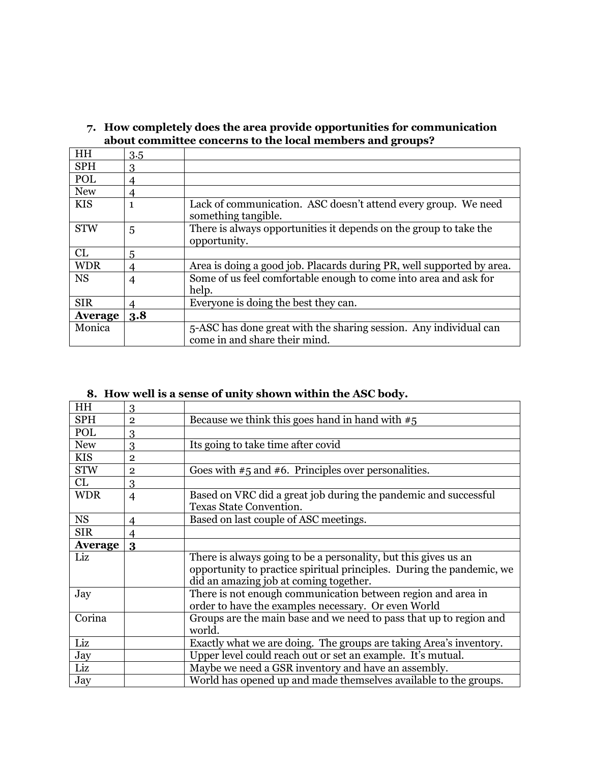**7. How completely does the area provide opportunities for communication about committee concerns to the local members and groups?**

| HH | 3.5 | |
|---|---|---|
| SPH | 3 | |
| POL | 4 | |
| New | 4 | |
| KIS | 1 | Lack of communication. ASC doesn't attend every group. We need something tangible. |
| STW | 5 | There is always opportunities it depends on the group to take the opportunity. |
| CL | 5 | |
| WDR | 4 | Area is doing a good job. Placards during PR, well supported by area. |
| NS | 4 | Some of us feel comfortable enough to come into area and ask for help. |
| SIR | 4 | Everyone is doing the best they can. |
| **Average** | **3.8** | |
| Monica | | 5-ASC has done great with the sharing session. Any individual can come in and share their mind. |

**8. How well is a sense of unity shown within the ASC body.**

| HH | 3 | |
|---|---|---|
| SPH | 2 | Because we think this goes hand in hand with #5 |
| POL | 3 | |
| New | 3 | Its going to take time after covid |
| KIS | 2 | |
| STW | 2 | Goes with #5 and #6. Principles over personalities. |
| CL | 3 | |
| WDR | 4 | Based on VRC did a great job during the pandemic and successful Texas State Convention. |
| NS | 4 | Based on last couple of ASC meetings. |
| SIR | 4 | |
| **Average** | **3** | |
| Liz | | There is always going to be a personality, but this gives us an opportunity to practice spiritual principles. During the pandemic, we did an amazing job at coming together. |
| Jay | | There is not enough communication between region and area in order to have the examples necessary. Or even World |
| Corina | | Groups are the main base and we need to pass that up to region and world. |
| Liz | | Exactly what we are doing. The groups are taking Area's inventory. |
| Jay | | Upper level could reach out or set an example. It's mutual. |
| Liz | | Maybe we need a GSR inventory and have an assembly. |
| Jay | | World has opened up and made themselves available to the groups. |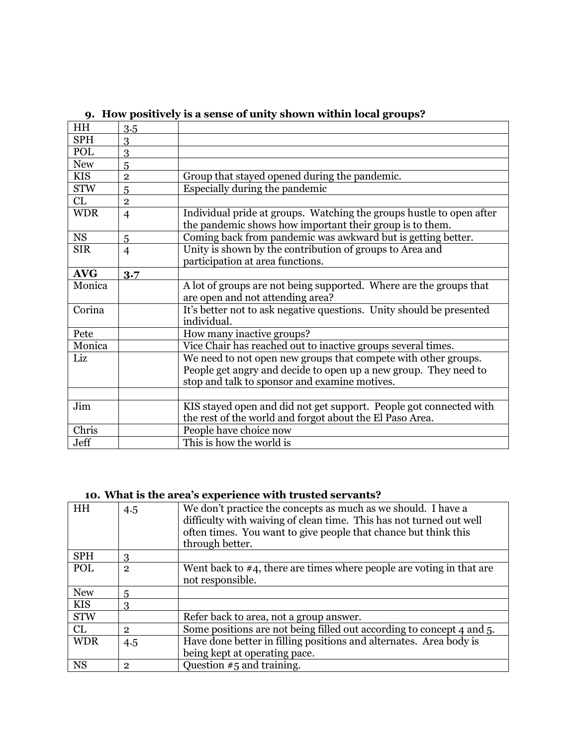### 9. How positively is a sense of unity shown within local groups?

| | | |
|---|---|---|
| HH | 3.5 | |
| SPH | 3 | |
| POL | 3 | |
| New | 5 | |
| KIS | 2 | Group that stayed opened during the pandemic. |
| STW | 5 | Especially during the pandemic |
| CL | 2 | |
| WDR | 4 | Individual pride at groups. Watching the groups hustle to open after the pandemic shows how important their group is to them. |
| NS | 5 | Coming back from pandemic was awkward but is getting better. |
| SIR | 4 | Unity is shown by the contribution of groups to Area and participation at area functions. |
| **AVG** | **3.7** | |
| Monica | | A lot of groups are not being supported. Where are the groups that are open and not attending area? |
| Corina | | It's better not to ask negative questions. Unity should be presented individual. |
| Pete | | How many inactive groups? |
| Monica | | Vice Chair has reached out to inactive groups several times. |
| Liz | | We need to not open new groups that compete with other groups. People get angry and decide to open up a new group. They need to stop and talk to sponsor and examine motives. |
| | | |
| Jim | | KIS stayed open and did not get support. People got connected with the rest of the world and forgot about the El Paso Area. |
| Chris | | People have choice now |
| Jeff | | This is how the world is |

### 10. What is the area's experience with trusted servants?

| | | |
|---|---|---|
| HH | 4.5 | We don't practice the concepts as much as we should. I have a difficulty with waiving of clean time. This has not turned out well often times. You want to give people that chance but think this through better. |
| SPH | 3 | |
| POL | 2 | Went back to #4, there are times where people are voting in that are not responsible. |
| New | 5 | |
| KIS | 3 | |
| STW | | Refer back to area, not a group answer. |
| CL | 2 | Some positions are not being filled out according to concept 4 and 5. |
| WDR | 4.5 | Have done better in filling positions and alternates. Area body is being kept at operating pace. |
| NS | 2 | Question #5 and training. |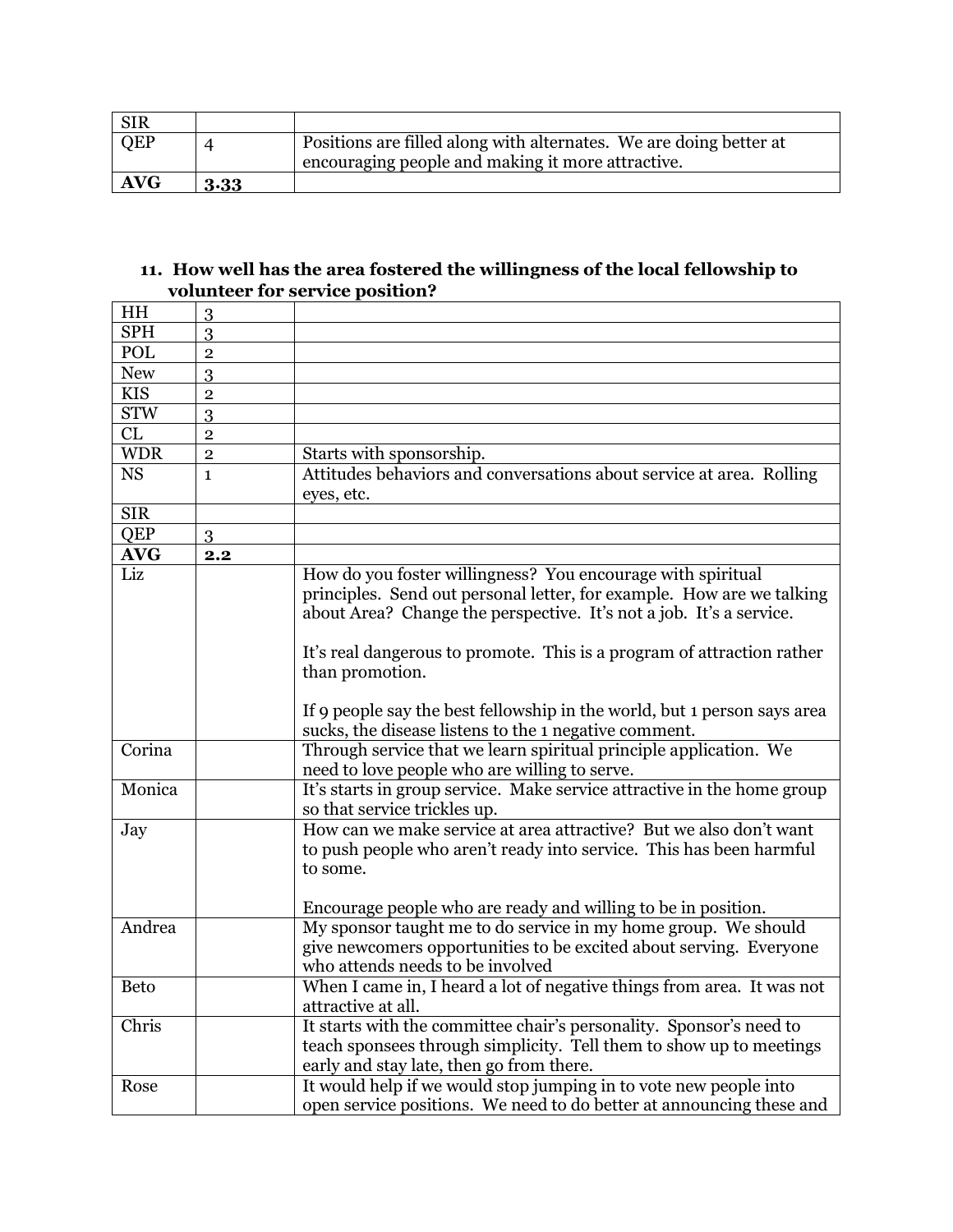| SIR | | |
|---|---|---|
| QEP | 4 | Positions are filled along with alternates. We are doing better at encouraging people and making it more attractive. |
| **AVG** | **3.33** | |

**11. How well has the area fostered the willingness of the local fellowship to volunteer for service position?**

| HH | 3 | |
|---|---|---|
| SPH | 3 | |
| POL | 2 | |
| New | 3 | |
| KIS | 2 | |
| STW | 3 | |
| CL | 2 | |
| WDR | 2 | Starts with sponsorship. |
| NS | 1 | Attitudes behaviors and conversations about service at area. Rolling eyes, etc. |
| SIR | | |
| QEP | 3 | |
| **AVG** | **2.2** | |
| Liz | | How do you foster willingness? You encourage with spiritual principles. Send out personal letter, for example. How are we talking about Area? Change the perspective. It's not a job. It's a service.<br><br>It's real dangerous to promote. This is a program of attraction rather than promotion.<br><br>If 9 people say the best fellowship in the world, but 1 person says area sucks, the disease listens to the 1 negative comment. |
| Corina | | Through service that we learn spiritual principle application. We need to love people who are willing to serve. |
| Monica | | It's starts in group service. Make service attractive in the home group so that service trickles up. |
| Jay | | How can we make service at area attractive? But we also don't want to push people who aren't ready into service. This has been harmful to some.<br><br>Encourage people who are ready and willing to be in position. |
| Andrea | | My sponsor taught me to do service in my home group. We should give newcomers opportunities to be excited about serving. Everyone who attends needs to be involved |
| Beto | | When I came in, I heard a lot of negative things from area. It was not attractive at all. |
| Chris | | It starts with the committee chair's personality. Sponsor's need to teach sponsees through simplicity. Tell them to show up to meetings early and stay late, then go from there. |
| Rose | | It would help if we would stop jumping in to vote new people into open service positions. We need to do better at announcing these and |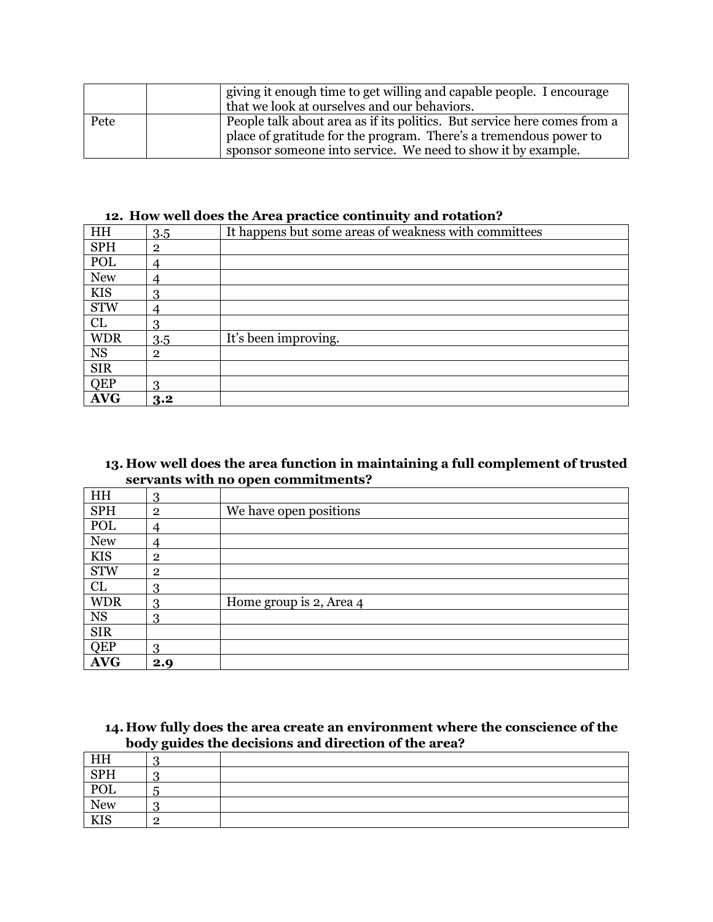|  |  |  |
|---|---|---|
|  |  | giving it enough time to get willing and capable people. I encourage that we look at ourselves and our behaviors. |
| Pete |  | People talk about area as if its politics. But service here comes from a place of gratitude for the program. There's a tremendous power to sponsor someone into service. We need to show it by example. |

### 12. How well does the Area practice continuity and rotation?

|  |  |  |
|---|---|---|
| HH | 3.5 | It happens but some areas of weakness with committees |
| SPH | 2 |  |
| POL | 4 |  |
| New | 4 |  |
| KIS | 3 |  |
| STW | 4 |  |
| CL | 3 |  |
| WDR | 3.5 | It's been improving. |
| NS | 2 |  |
| SIR |  |  |
| QEP | 3 |  |
| **AVG** | **3.2** |  |

### 13. How well does the area function in maintaining a full complement of trusted servants with no open commitments?

|  |  |  |
|---|---|---|
| HH | 3 |  |
| SPH | 2 | We have open positions |
| POL | 4 |  |
| New | 4 |  |
| KIS | 2 |  |
| STW | 2 |  |
| CL | 3 |  |
| WDR | 3 | Home group is 2, Area 4 |
| NS | 3 |  |
| SIR |  |  |
| QEP | 3 |  |
| **AVG** | **2.9** |  |

### 14. How fully does the area create an environment where the conscience of the body guides the decisions and direction of the area?

|  |  |  |
|---|---|---|
| HH | 3 |  |
| SPH | 3 |  |
| POL | 5 |  |
| New | 3 |  |
| KIS | 2 |  |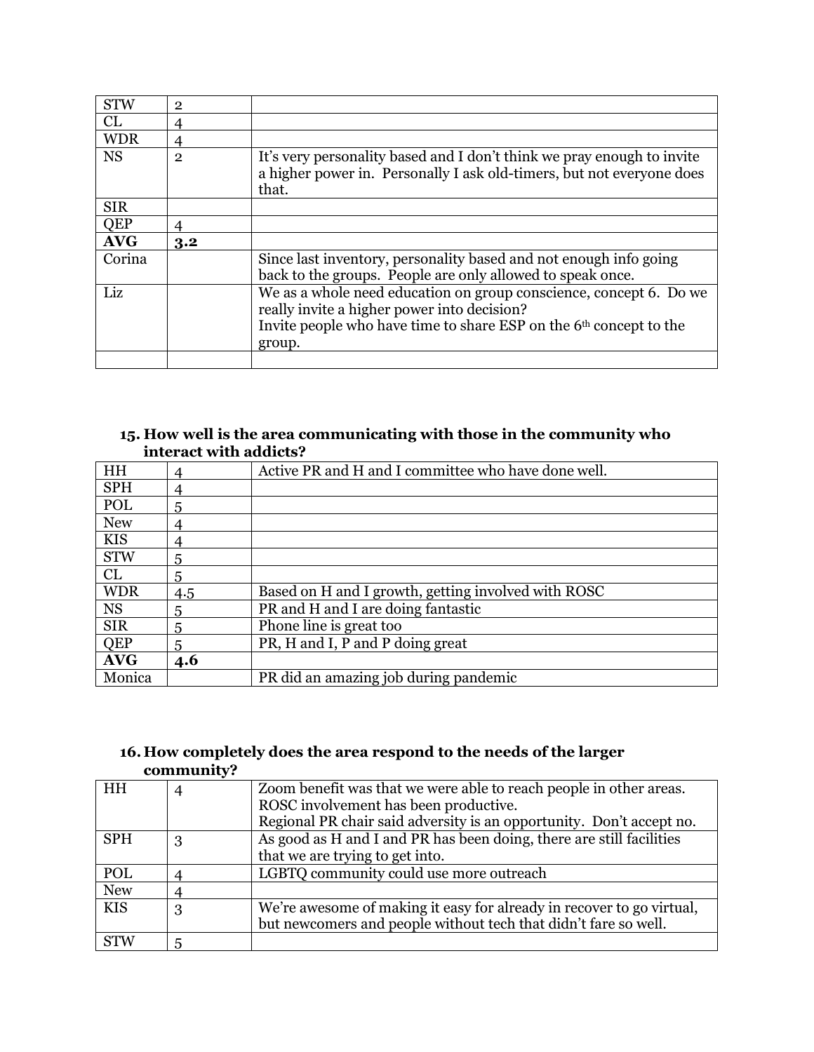| | | |
|---|---|---|
| STW | 2 | |
| CL | 4 | |
| WDR | 4 | |
| NS | 2 | It's very personality based and I don't think we pray enough to invite a higher power in. Personally I ask old-timers, but not everyone does that. |
| SIR | | |
| QEP | 4 | |
| **AVG** | **3.2** | |
| Corina | | Since last inventory, personality based and not enough info going back to the groups. People are only allowed to speak once. |
| Liz | | We as a whole need education on group conscience, concept 6. Do we really invite a higher power into decision?<br>Invite people who have time to share ESP on the 6th concept to the group. |
| | | |

### 15. How well is the area communicating with those in the community who interact with addicts?

| | | |
|---|---|---|
| HH | 4 | Active PR and H and I committee who have done well. |
| SPH | 4 | |
| POL | 5 | |
| New | 4 | |
| KIS | 4 | |
| STW | 5 | |
| CL | 5 | |
| WDR | 4.5 | Based on H and I growth, getting involved with ROSC |
| NS | 5 | PR and H and I are doing fantastic |
| SIR | 5 | Phone line is great too |
| QEP | 5 | PR, H and I, P and P doing great |
| **AVG** | **4.6** | |
| Monica | | PR did an amazing job during pandemic |

### 16. How completely does the area respond to the needs of the larger community?

| | | |
|---|---|---|
| HH | 4 | Zoom benefit was that we were able to reach people in other areas.<br>ROSC involvement has been productive.<br>Regional PR chair said adversity is an opportunity. Don't accept no. |
| SPH | 3 | As good as H and I and PR has been doing, there are still facilities that we are trying to get into. |
| POL | 4 | LGBTQ community could use more outreach |
| New | 4 | |
| KIS | 3 | We're awesome of making it easy for already in recover to go virtual, but newcomers and people without tech that didn't fare so well. |
| STW | 5 | |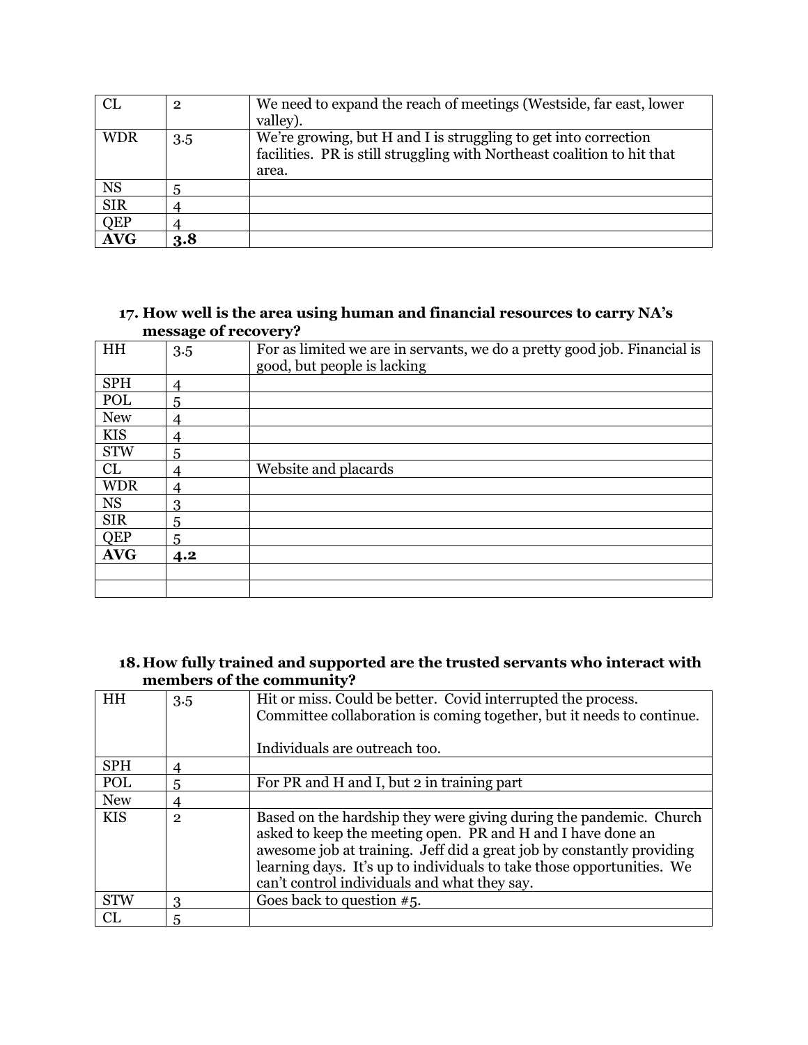| | | |
|---|---|---|
| CL | 2 | We need to expand the reach of meetings (Westside, far east, lower valley). |
| WDR | 3.5 | We're growing, but H and I is struggling to get into correction facilities. PR is still struggling with Northeast coalition to hit that area. |
| NS | 5 | |
| SIR | 4 | |
| QEP | 4 | |
| **AVG** | **3.8** | |

**17. How well is the area using human and financial resources to carry NA's message of recovery?**

| | | |
|---|---|---|
| HH | 3.5 | For as limited we are in servants, we do a pretty good job. Financial is good, but people is lacking |
| SPH | 4 | |
| POL | 5 | |
| New | 4 | |
| KIS | 4 | |
| STW | 5 | |
| CL | 4 | Website and placards |
| WDR | 4 | |
| NS | 3 | |
| SIR | 5 | |
| QEP | 5 | |
| **AVG** | **4.2** | |
| | | |
| | | |

**18. How fully trained and supported are the trusted servants who interact with members of the community?**

| | | |
|---|---|---|
| HH | 3.5 | Hit or miss. Could be better. Covid interrupted the process. Committee collaboration is coming together, but it needs to continue.<br><br>Individuals are outreach too. |
| SPH | 4 | |
| POL | 5 | For PR and H and I, but 2 in training part |
| New | 4 | |
| KIS | 2 | Based on the hardship they were giving during the pandemic. Church asked to keep the meeting open. PR and H and I have done an awesome job at training. Jeff did a great job by constantly providing learning days. It's up to individuals to take those opportunities. We can't control individuals and what they say. |
| STW | 3 | Goes back to question #5. |
| CL | 5 | |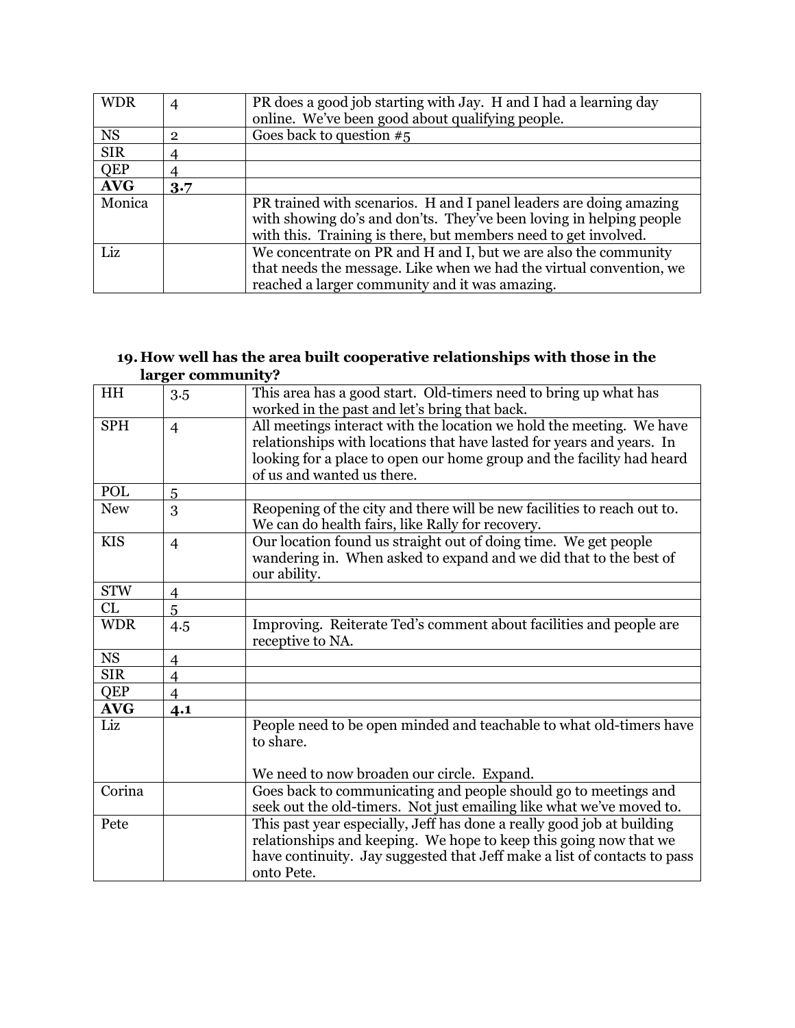| WDR | 4 | PR does a good job starting with Jay. H and I had a learning day online. We've been good about qualifying people. |
|---|---|---|
| NS | 2 | Goes back to question #5 |
| SIR | 4 | |
| QEP | 4 | |
| **AVG** | **3.7** | |
| Monica | | PR trained with scenarios. H and I panel leaders are doing amazing with showing do's and don'ts. They've been loving in helping people with this. Training is there, but members need to get involved. |
| Liz | | We concentrate on PR and H and I, but we are also the community that needs the message. Like when we had the virtual convention, we reached a larger community and it was amazing. |

**19. How well has the area built cooperative relationships with those in the larger community?**

| HH | 3.5 | This area has a good start. Old-timers need to bring up what has worked in the past and let's bring that back. |
|---|---|---|
| SPH | 4 | All meetings interact with the location we hold the meeting. We have relationships with locations that have lasted for years and years. In looking for a place to open our home group and the facility had heard of us and wanted us there. |
| POL | 5 | |
| New | 3 | Reopening of the city and there will be new facilities to reach out to. We can do health fairs, like Rally for recovery. |
| KIS | 4 | Our location found us straight out of doing time. We get people wandering in. When asked to expand and we did that to the best of our ability. |
| STW | 4 | |
| CL | 5 | |
| WDR | 4.5 | Improving. Reiterate Ted's comment about facilities and people are receptive to NA. |
| NS | 4 | |
| SIR | 4 | |
| QEP | 4 | |
| **AVG** | **4.1** | |
| Liz | | People need to be open minded and teachable to what old-timers have to share.<br><br>We need to now broaden our circle. Expand. |
| Corina | | Goes back to communicating and people should go to meetings and seek out the old-timers. Not just emailing like what we've moved to. |
| Pete | | This past year especially, Jeff has done a really good job at building relationships and keeping. We hope to keep this going now that we have continuity. Jay suggested that Jeff make a list of contacts to pass onto Pete. |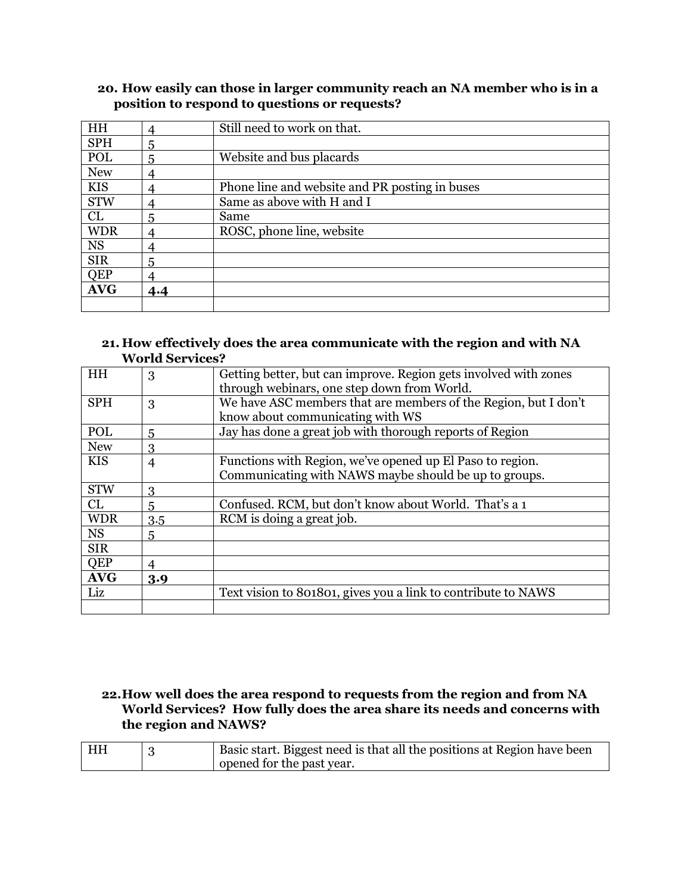**20. How easily can those in larger community reach an NA member who is in a position to respond to questions or requests?**

| | | |
|---|---|---|
| HH | 4 | Still need to work on that. |
| SPH | 5 | |
| POL | 5 | Website and bus placards |
| New | 4 | |
| KIS | 4 | Phone line and website and PR posting in buses |
| STW | 4 | Same as above with H and I |
| CL | 5 | Same |
| WDR | 4 | ROSC, phone line, website |
| NS | 4 | |
| SIR | 5 | |
| QEP | 4 | |
| **AVG** | **4.4** | |
| | | |

**21. How effectively does the area communicate with the region and with NA World Services?**

| | | |
|---|---|---|
| HH | 3 | Getting better, but can improve. Region gets involved with zones through webinars, one step down from World. |
| SPH | 3 | We have ASC members that are members of the Region, but I don't know about communicating with WS |
| POL | 5 | Jay has done a great job with thorough reports of Region |
| New | 3 | |
| KIS | 4 | Functions with Region, we've opened up El Paso to region. Communicating with NAWS maybe should be up to groups. |
| STW | 3 | |
| CL | 5 | Confused. RCM, but don't know about World. That's a 1 |
| WDR | 3.5 | RCM is doing a great job. |
| NS | 5 | |
| SIR | | |
| QEP | 4 | |
| **AVG** | **3.9** | |
| Liz | | Text vision to 801801, gives you a link to contribute to NAWS |
| | | |

**22. How well does the area respond to requests from the region and from NA World Services? How fully does the area share its needs and concerns with the region and NAWS?**

| | | |
|---|---|---|
| HH | 3 | Basic start. Biggest need is that all the positions at Region have been opened for the past year. |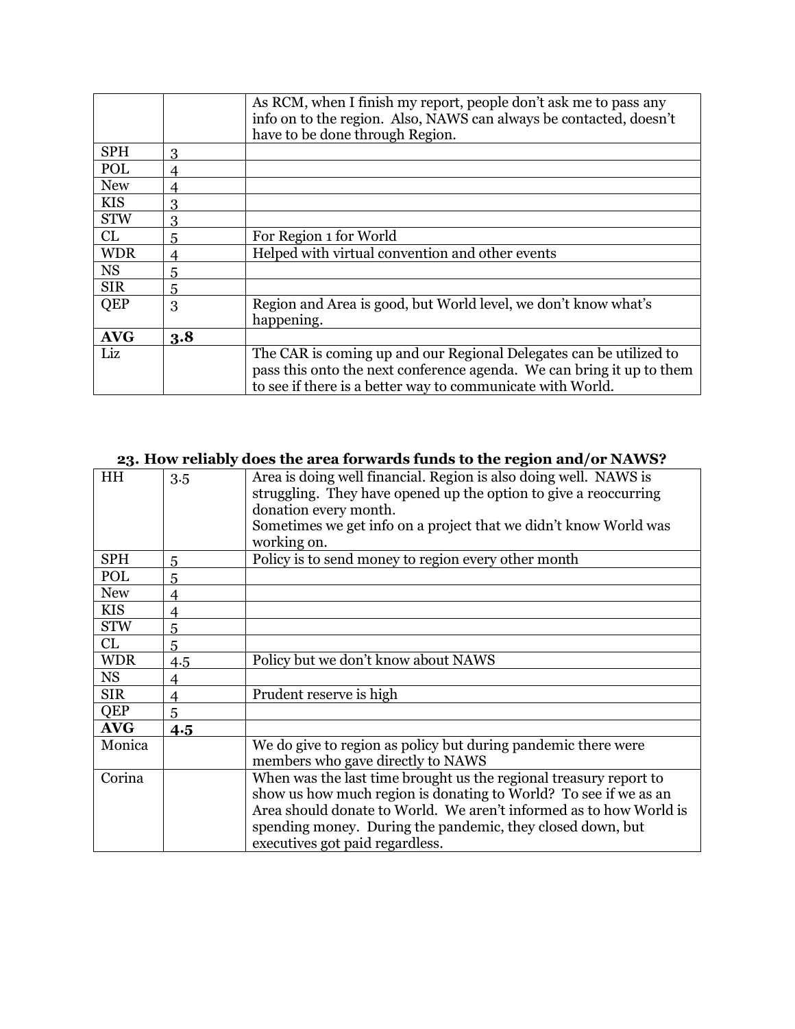| | | |
|---|---|---|
| | | As RCM, when I finish my report, people don't ask me to pass any info on to the region. Also, NAWS can always be contacted, doesn't have to be done through Region. |
| SPH | 3 | |
| POL | 4 | |
| New | 4 | |
| KIS | 3 | |
| STW | 3 | |
| CL | 5 | For Region 1 for World |
| WDR | 4 | Helped with virtual convention and other events |
| NS | 5 | |
| SIR | 5 | |
| QEP | 3 | Region and Area is good, but World level, we don't know what's happening. |
| **AVG** | **3.8** | |
| Liz | | The CAR is coming up and our Regional Delegates can be utilized to pass this onto the next conference agenda. We can bring it up to them to see if there is a better way to communicate with World. |

### 23. How reliably does the area forwards funds to the region and/or NAWS?

| | | |
|---|---|---|
| HH | 3.5 | Area is doing well financial. Region is also doing well. NAWS is struggling. They have opened up the option to give a reoccurring donation every month.<br>Sometimes we get info on a project that we didn't know World was working on. |
| SPH | 5 | Policy is to send money to region every other month |
| POL | 5 | |
| New | 4 | |
| KIS | 4 | |
| STW | 5 | |
| CL | 5 | |
| WDR | 4.5 | Policy but we don't know about NAWS |
| NS | 4 | |
| SIR | 4 | Prudent reserve is high |
| QEP | 5 | |
| **AVG** | **4.5** | |
| Monica | | We do give to region as policy but during pandemic there were members who gave directly to NAWS |
| Corina | | When was the last time brought us the regional treasury report to show us how much region is donating to World? To see if we as an Area should donate to World. We aren't informed as to how World is spending money. During the pandemic, they closed down, but executives got paid regardless. |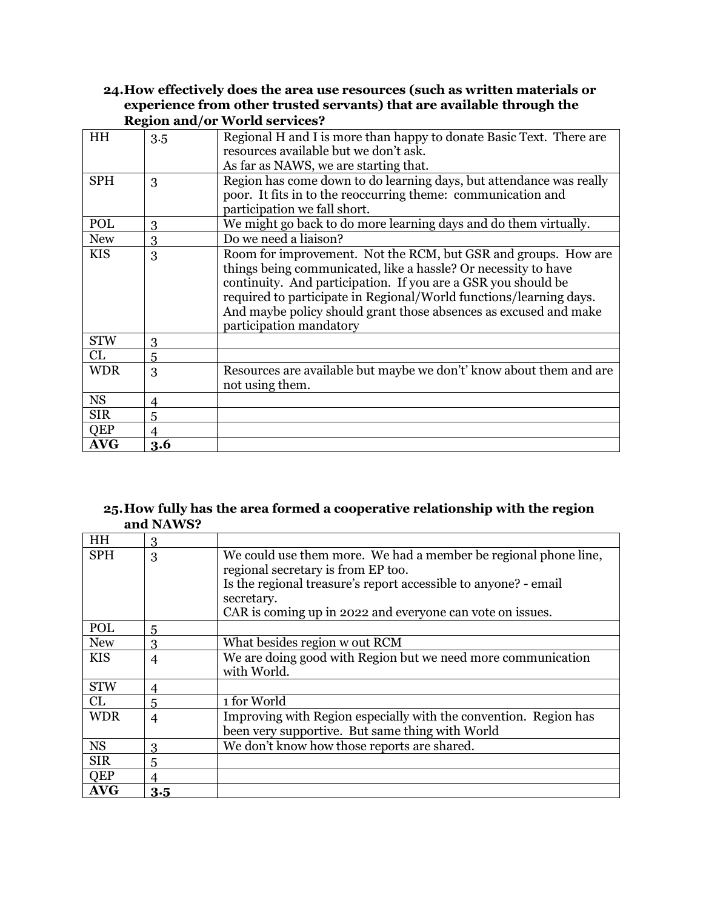**24. How effectively does the area use resources (such as written materials or experience from other trusted servants) that are available through the Region and/or World services?**

| | | |
|---|---|---|
| HH | 3.5 | Regional H and I is more than happy to donate Basic Text. There are resources available but we don't ask.<br>As far as NAWS, we are starting that. |
| SPH | 3 | Region has come down to do learning days, but attendance was really poor. It fits in to the reoccurring theme: communication and participation we fall short. |
| POL | 3 | We might go back to do more learning days and do them virtually. |
| New | 3 | Do we need a liaison? |
| KIS | 3 | Room for improvement. Not the RCM, but GSR and groups. How are things being communicated, like a hassle? Or necessity to have continuity. And participation. If you are a GSR you should be required to participate in Regional/World functions/learning days. And maybe policy should grant those absences as excused and make participation mandatory |
| STW | 3 | |
| CL | 5 | |
| WDR | 3 | Resources are available but maybe we don't' know about them and are not using them. |
| NS | 4 | |
| SIR | 5 | |
| QEP | 4 | |
| **AVG** | **3.6** | |

**25. How fully has the area formed a cooperative relationship with the region and NAWS?**

| | | |
|---|---|---|
| HH | 3 | |
| SPH | 3 | We could use them more. We had a member be regional phone line, regional secretary is from EP too.<br>Is the regional treasure's report accessible to anyone? - email secretary.<br>CAR is coming up in 2022 and everyone can vote on issues. |
| POL | 5 | |
| New | 3 | What besides region w out RCM |
| KIS | 4 | We are doing good with Region but we need more communication with World. |
| STW | 4 | |
| CL | 5 | 1 for World |
| WDR | 4 | Improving with Region especially with the convention. Region has been very supportive. But same thing with World |
| NS | 3 | We don't know how those reports are shared. |
| SIR | 5 | |
| QEP | 4 | |
| **AVG** | **3.5** | |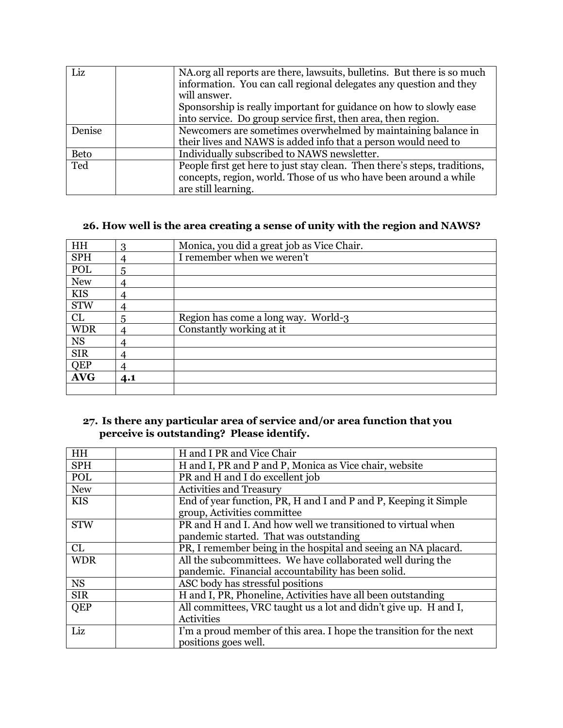| | | |
|---|---|---|
| Liz | | NA.org all reports are there, lawsuits, bulletins. But there is so much information. You can call regional delegates any question and they will answer.<br>Sponsorship is really important for guidance on how to slowly ease into service. Do group service first, then area, then region. |
| Denise | | Newcomers are sometimes overwhelmed by maintaining balance in their lives and NAWS is added info that a person would need to |
| Beto | | Individually subscribed to NAWS newsletter. |
| Ted | | People first get here to just stay clean. Then there's steps, traditions, concepts, region, world. Those of us who have been around a while are still learning. |

**26. How well is the area creating a sense of unity with the region and NAWS?**

| | | |
|---|---|---|
| HH | 3 | Monica, you did a great job as Vice Chair. |
| SPH | 4 | I remember when we weren't |
| POL | 5 | |
| New | 4 | |
| KIS | 4 | |
| STW | 4 | |
| CL | 5 | Region has come a long way. World-3 |
| WDR | 4 | Constantly working at it |
| NS | 4 | |
| SIR | 4 | |
| QEP | 4 | |
| **AVG** | **4.1** | |
| | | |

**27. Is there any particular area of service and/or area function that you perceive is outstanding? Please identify.**

| | | |
|---|---|---|
| HH | | H and I PR and Vice Chair |
| SPH | | H and I, PR and P and P, Monica as Vice chair, website |
| POL | | PR and H and I do excellent job |
| New | | Activities and Treasury |
| KIS | | End of year function, PR, H and I and P and P, Keeping it Simple group, Activities committee |
| STW | | PR and H and I. And how well we transitioned to virtual when pandemic started. That was outstanding |
| CL | | PR, I remember being in the hospital and seeing an NA placard. |
| WDR | | All the subcommittees. We have collaborated well during the pandemic. Financial accountability has been solid. |
| NS | | ASC body has stressful positions |
| SIR | | H and I, PR, Phoneline, Activities have all been outstanding |
| QEP | | All committees, VRC taught us a lot and didn't give up. H and I, Activities |
| Liz | | I'm a proud member of this area. I hope the transition for the next positions goes well. |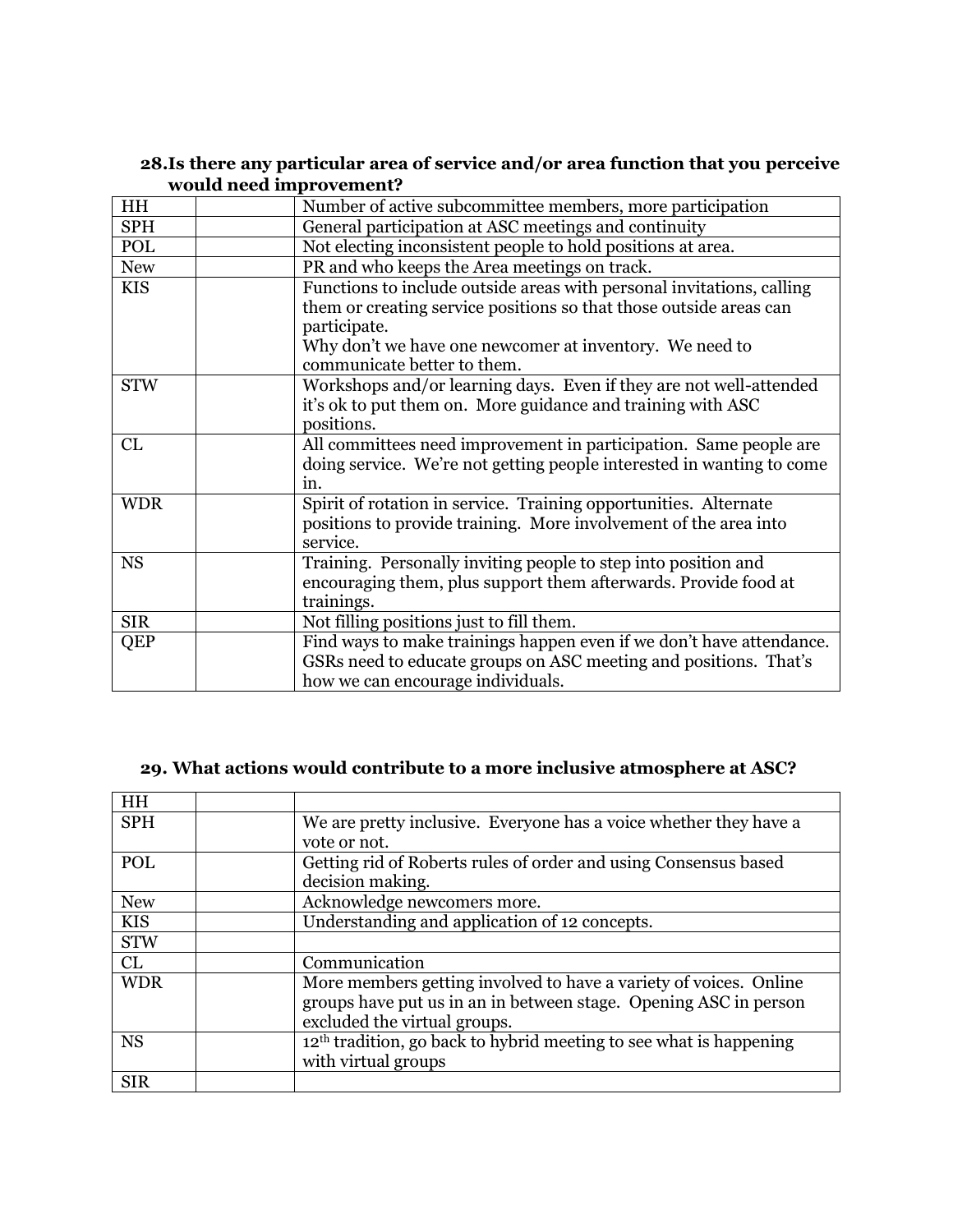### 28. Is there any particular area of service and/or area function that you perceive would need improvement?

| | | |
|---|---|---|
| HH | | Number of active subcommittee members, more participation |
| SPH | | General participation at ASC meetings and continuity |
| POL | | Not electing inconsistent people to hold positions at area. |
| New | | PR and who keeps the Area meetings on track. |
| KIS | | Functions to include outside areas with personal invitations, calling them or creating service positions so that those outside areas can participate.<br>Why don't we have one newcomer at inventory. We need to communicate better to them. |
| STW | | Workshops and/or learning days. Even if they are not well-attended it's ok to put them on. More guidance and training with ASC positions. |
| CL | | All committees need improvement in participation. Same people are doing service. We're not getting people interested in wanting to come in. |
| WDR | | Spirit of rotation in service. Training opportunities. Alternate positions to provide training. More involvement of the area into service. |
| NS | | Training. Personally inviting people to step into position and encouraging them, plus support them afterwards. Provide food at trainings. |
| SIR | | Not filling positions just to fill them. |
| QEP | | Find ways to make trainings happen even if we don't have attendance. GSRs need to educate groups on ASC meeting and positions. That's how we can encourage individuals. |

### 29. What actions would contribute to a more inclusive atmosphere at ASC?

| | | |
|---|---|---|
| HH | | |
| SPH | | We are pretty inclusive. Everyone has a voice whether they have a vote or not. |
| POL | | Getting rid of Roberts rules of order and using Consensus based decision making. |
| New | | Acknowledge newcomers more. |
| KIS | | Understanding and application of 12 concepts. |
| STW | | |
| CL | | Communication |
| WDR | | More members getting involved to have a variety of voices. Online groups have put us in an in between stage. Opening ASC in person excluded the virtual groups. |
| NS | | 12th tradition, go back to hybrid meeting to see what is happening with virtual groups |
| SIR | | |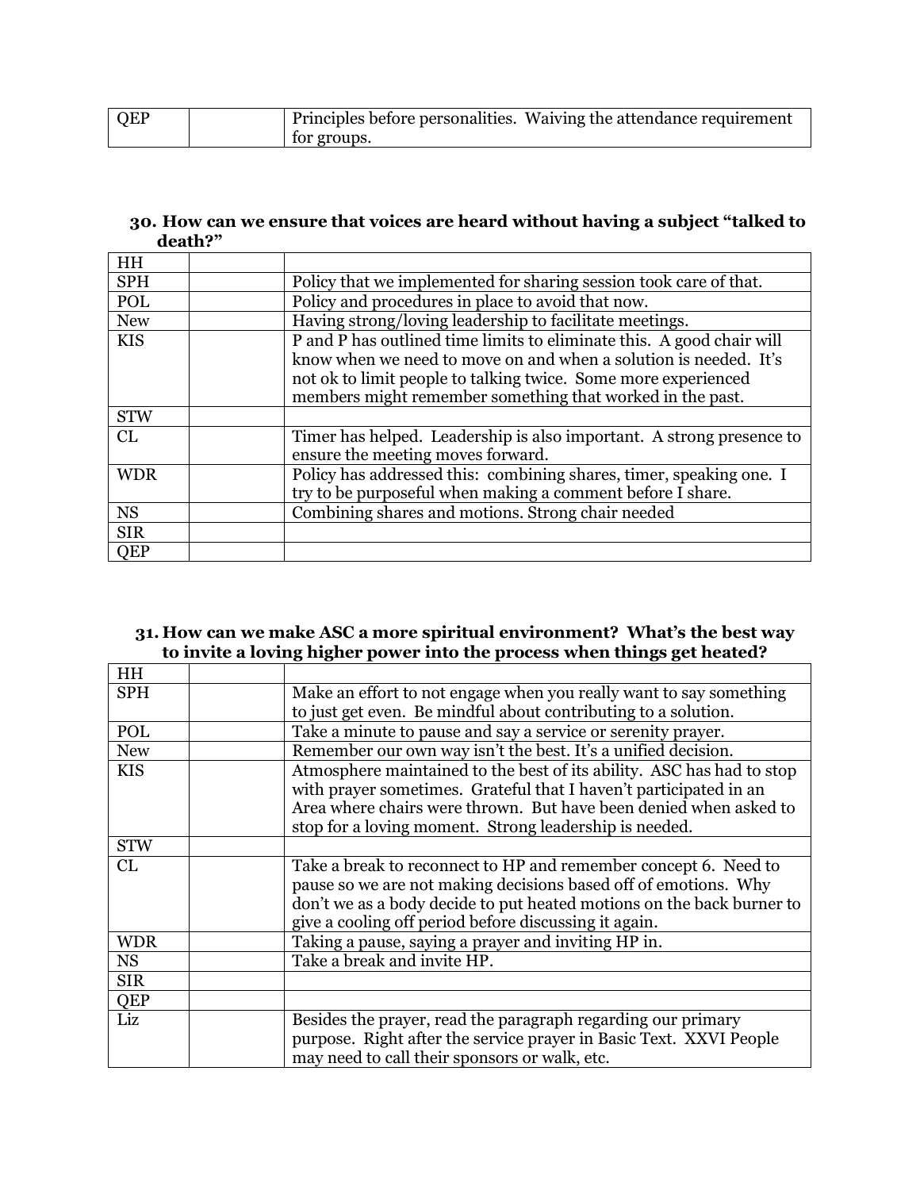| QEP | | Principles before personalities. Waiving the attendance requirement for groups. |
|---|---|---|

**30. How can we ensure that voices are heard without having a subject "talked to death?"**

| HH | | |
|---|---|---|
| SPH | | Policy that we implemented for sharing session took care of that. |
| POL | | Policy and procedures in place to avoid that now. |
| New | | Having strong/loving leadership to facilitate meetings. |
| KIS | | P and P has outlined time limits to eliminate this. A good chair will know when we need to move on and when a solution is needed. It's not ok to limit people to talking twice. Some more experienced members might remember something that worked in the past. |
| STW | | |
| CL | | Timer has helped. Leadership is also important. A strong presence to ensure the meeting moves forward. |
| WDR | | Policy has addressed this: combining shares, timer, speaking one. I try to be purposeful when making a comment before I share. |
| NS | | Combining shares and motions. Strong chair needed |
| SIR | | |
| QEP | | |

**31. How can we make ASC a more spiritual environment? What's the best way to invite a loving higher power into the process when things get heated?**

| HH | | |
|---|---|---|
| SPH | | Make an effort to not engage when you really want to say something to just get even. Be mindful about contributing to a solution. |
| POL | | Take a minute to pause and say a service or serenity prayer. |
| New | | Remember our own way isn't the best. It's a unified decision. |
| KIS | | Atmosphere maintained to the best of its ability. ASC has had to stop with prayer sometimes. Grateful that I haven't participated in an Area where chairs were thrown. But have been denied when asked to stop for a loving moment. Strong leadership is needed. |
| STW | | |
| CL | | Take a break to reconnect to HP and remember concept 6. Need to pause so we are not making decisions based off of emotions. Why don't we as a body decide to put heated motions on the back burner to give a cooling off period before discussing it again. |
| WDR | | Taking a pause, saying a prayer and inviting HP in. |
| NS | | Take a break and invite HP. |
| SIR | | |
| QEP | | |
| Liz | | Besides the prayer, read the paragraph regarding our primary purpose. Right after the service prayer in Basic Text. XXVI People may need to call their sponsors or walk, etc. |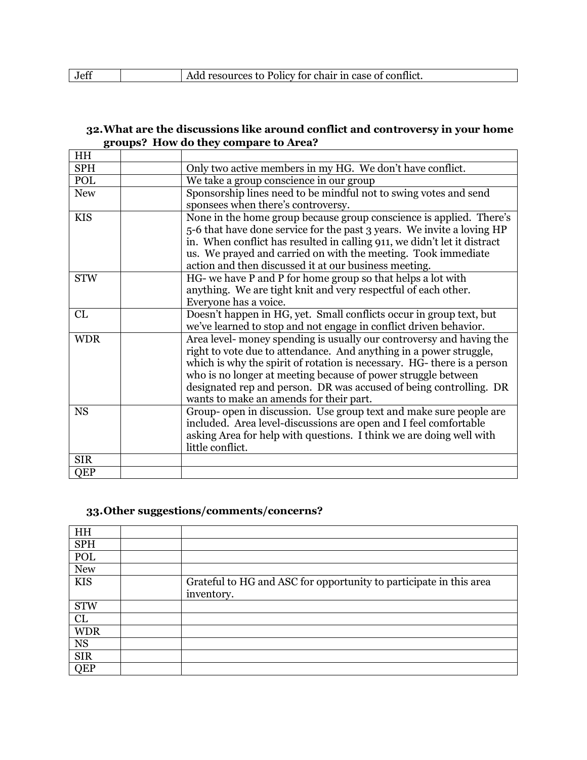| Jeff | | Add resources to Policy for chair in case of conflict. |
|---|---|---|

### 32. What are the discussions like around conflict and controversy in your home groups? How do they compare to Area?

| HH | | |
|---|---|---|
| SPH | | Only two active members in my HG. We don't have conflict. |
| POL | | We take a group conscience in our group |
| New | | Sponsorship lines need to be mindful not to swing votes and send sponsees when there's controversy. |
| KIS | | None in the home group because group conscience is applied. There's 5-6 that have done service for the past 3 years. We invite a loving HP in. When conflict has resulted in calling 911, we didn't let it distract us. We prayed and carried on with the meeting. Took immediate action and then discussed it at our business meeting. |
| STW | | HG- we have P and P for home group so that helps a lot with anything. We are tight knit and very respectful of each other. Everyone has a voice. |
| CL | | Doesn't happen in HG, yet. Small conflicts occur in group text, but we've learned to stop and not engage in conflict driven behavior. |
| WDR | | Area level- money spending is usually our controversy and having the right to vote due to attendance. And anything in a power struggle, which is why the spirit of rotation is necessary. HG- there is a person who is no longer at meeting because of power struggle between designated rep and person. DR was accused of being controlling. DR wants to make an amends for their part. |
| NS | | Group- open in discussion. Use group text and make sure people are included. Area level-discussions are open and I feel comfortable asking Area for help with questions. I think we are doing well with little conflict. |
| SIR | | |
| QEP | | |

### 33. Other suggestions/comments/concerns?

| HH | | |
|---|---|---|
| SPH | | |
| POL | | |
| New | | |
| KIS | | Grateful to HG and ASC for opportunity to participate in this area inventory. |
| STW | | |
| CL | | |
| WDR | | |
| NS | | |
| SIR | | |
| QEP | | |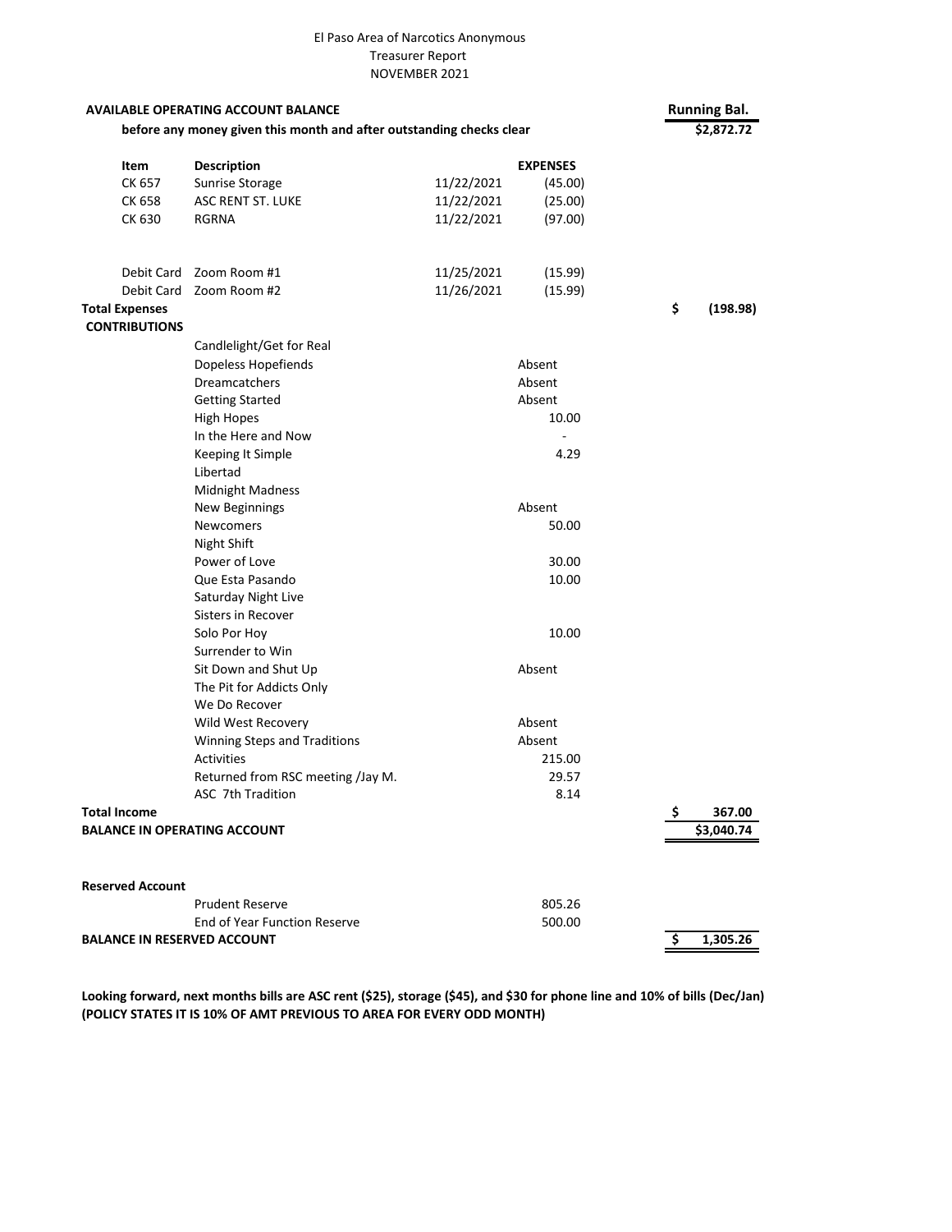El Paso Area of Narcotics Anonymous
Treasurer Report
NOVEMBER 2021

| | | | | Running Bal. |
|---|---|---|---|---|
| **AVAILABLE OPERATING ACCOUNT BALANCE** | | | | |
| **before any money given this month and after outstanding checks clear** | | | | **$2,872.72** |
| **Item** | **Description** | | **EXPENSES** | |
| CK 657 | Sunrise Storage | 11/22/2021 | (45.00) | |
| CK 658 | ASC RENT ST. LUKE | 11/22/2021 | (25.00) | |
| CK 630 | RGRNA | 11/22/2021 | (97.00) | |
| Debit Card | Zoom Room #1 | 11/25/2021 | (15.99) | |
| Debit Card | Zoom Room #2 | 11/26/2021 | (15.99) | |
| **Total Expenses** | | | | **$ (198.98)** |
| **CONTRIBUTIONS** | | | | |
| | Candlelight/Get for Real | | | |
| | Dopeless Hopefiends | | Absent | |
| | Dreamcatchers | | Absent | |
| | Getting Started | | Absent | |
| | High Hopes | | 10.00 | |
| | In the Here and Now | | - | |
| | Keeping It Simple | | 4.29 | |
| | Libertad | | | |
| | Midnight Madness | | | |
| | New Beginnings | | Absent | |
| | Newcomers | | 50.00 | |
| | Night Shift | | | |
| | Power of Love | | 30.00 | |
| | Que Esta Pasando | | 10.00 | |
| | Saturday Night Live | | | |
| | Sisters in Recover | | | |
| | Solo Por Hoy | | 10.00 | |
| | Surrender to Win | | | |
| | Sit Down and Shut Up | | Absent | |
| | The Pit for Addicts Only | | | |
| | We Do Recover | | | |
| | Wild West Recovery | | Absent | |
| | Winning Steps and Traditions | | Absent | |
| | Activities | | 215.00 | |
| | Returned from RSC meeting /Jay M. | | 29.57 | |
| | ASC 7th Tradition | | 8.14 | |
| **Total Income** | | | | **$ 367.00** |
| **BALANCE IN OPERATING ACCOUNT** | | | | **$3,040.74** |
| **Reserved Account** | | | | |
| | Prudent Reserve | | 805.26 | |
| | End of Year Function Reserve | | 500.00 | |
| **BALANCE IN RESERVED ACCOUNT** | | | | **$ 1,305.26** |

**Looking forward, next months bills are ASC rent ($25), storage ($45), and $30 for phone line and 10% of bills (Dec/Jan) (POLICY STATES IT IS 10% OF AMT PREVIOUS TO AREA FOR EVERY ODD MONTH)**